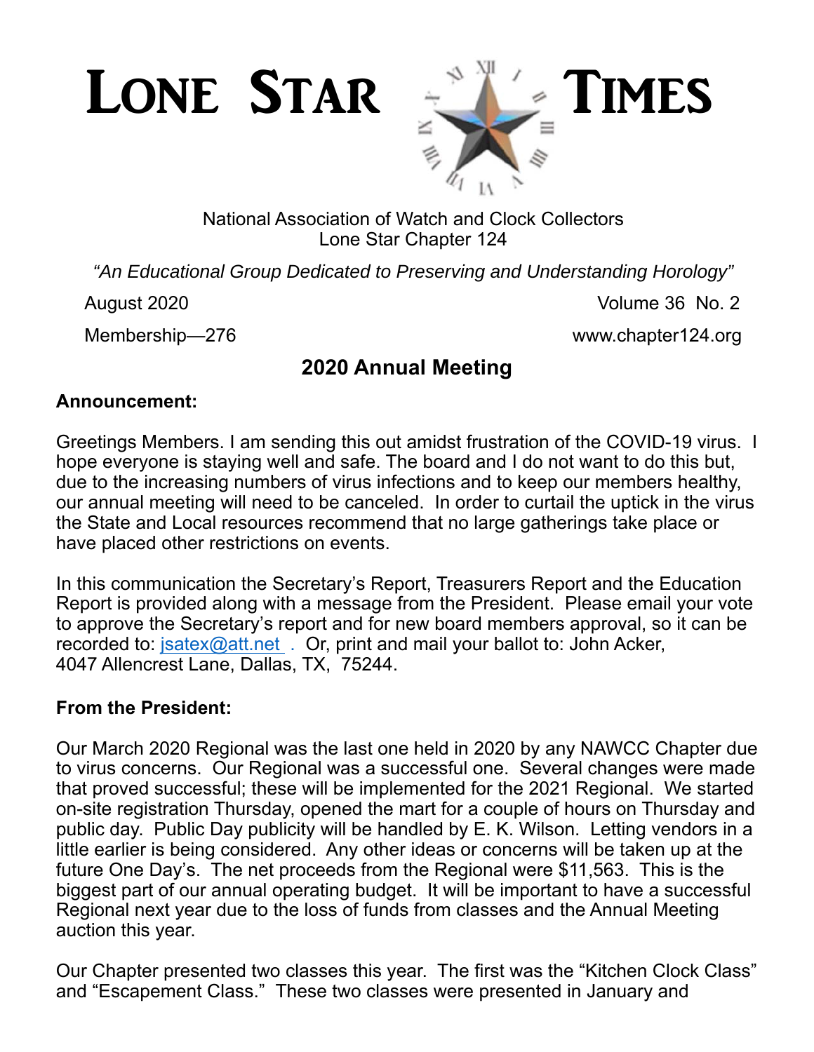# Lone Star Times

National Association of Watch and Clock Collectors
Lone Star Chapter 124

*"An Educational Group Dedicated to Preserving and Understanding Horology"*

August 2020 Volume 36 No. 2

Membership—276 www.chapter124.org

## 2020 Annual Meeting

**Announcement:**

Greetings Members. I am sending this out amidst frustration of the COVID-19 virus. I hope everyone is staying well and safe. The board and I do not want to do this but, due to the increasing numbers of virus infections and to keep our members healthy, our annual meeting will need to be canceled. In order to curtail the uptick in the virus the State and Local resources recommend that no large gatherings take place or have placed other restrictions on events.

In this communication the Secretary's Report, Treasurers Report and the Education Report is provided along with a message from the President. Please email your vote to approve the Secretary's report and for new board members approval, so it can be recorded to: jsatex@att.net . Or, print and mail your ballot to: John Acker, 4047 Allencrest Lane, Dallas, TX, 75244.

**From the President:**

Our March 2020 Regional was the last one held in 2020 by any NAWCC Chapter due to virus concerns. Our Regional was a successful one. Several changes were made that proved successful; these will be implemented for the 2021 Regional. We started on-site registration Thursday, opened the mart for a couple of hours on Thursday and public day. Public Day publicity will be handled by E. K. Wilson. Letting vendors in a little earlier is being considered. Any other ideas or concerns will be taken up at the future One Day's. The net proceeds from the Regional were $11,563. This is the biggest part of our annual operating budget. It will be important to have a successful Regional next year due to the loss of funds from classes and the Annual Meeting auction this year.

Our Chapter presented two classes this year. The first was the "Kitchen Clock Class" and "Escapement Class." These two classes were presented in January and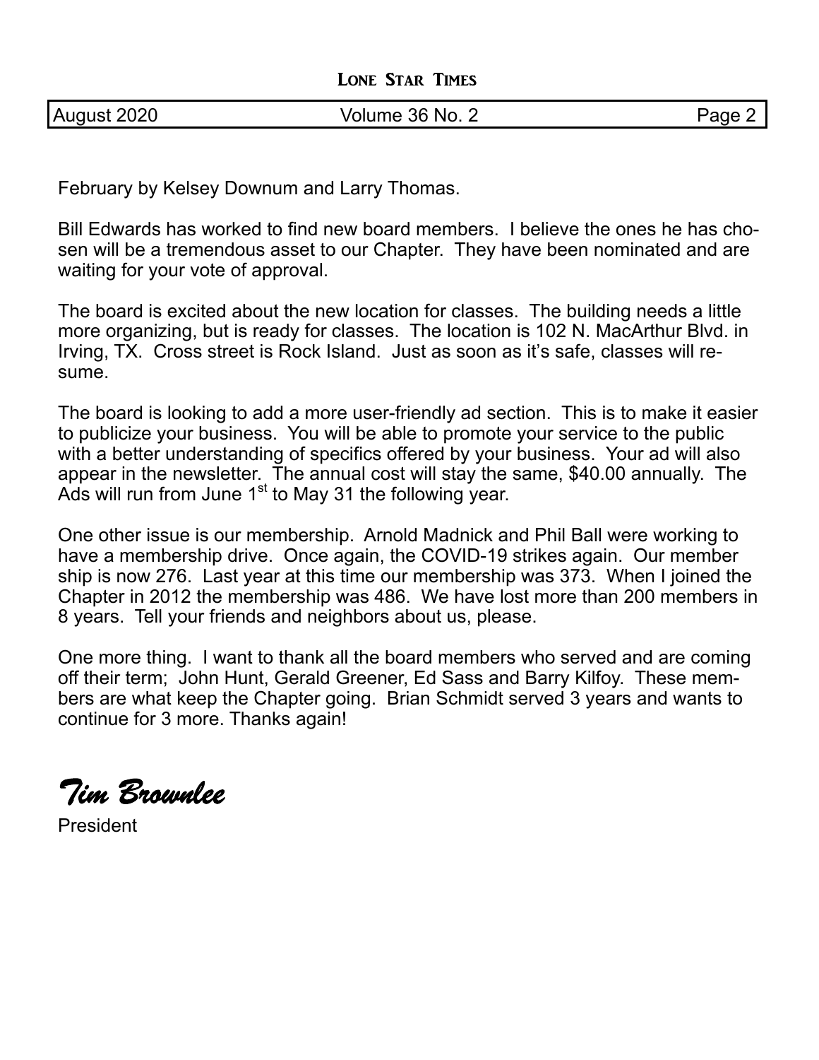February by Kelsey Downum and Larry Thomas.

Bill Edwards has worked to find new board members. I believe the ones he has chosen will be a tremendous asset to our Chapter. They have been nominated and are waiting for your vote of approval.

The board is excited about the new location for classes. The building needs a little more organizing, but is ready for classes. The location is 102 N. MacArthur Blvd. in Irving, TX. Cross street is Rock Island. Just as soon as it's safe, classes will resume.

The board is looking to add a more user-friendly ad section. This is to make it easier to publicize your business. You will be able to promote your service to the public with a better understanding of specifics offered by your business. Your ad will also appear in the newsletter. The annual cost will stay the same, $40.00 annually. The Ads will run from June 1st to May 31 the following year.

One other issue is our membership. Arnold Madnick and Phil Ball were working to have a membership drive. Once again, the COVID-19 strikes again. Our member ship is now 276. Last year at this time our membership was 373. When I joined the Chapter in 2012 the membership was 486. We have lost more than 200 members in 8 years. Tell your friends and neighbors about us, please.

One more thing. I want to thank all the board members who served and are coming off their term; John Hunt, Gerald Greener, Ed Sass and Barry Kilfoy. These members are what keep the Chapter going. Brian Schmidt served 3 years and wants to continue for 3 more. Thanks again!

*Tim Brownlee*

President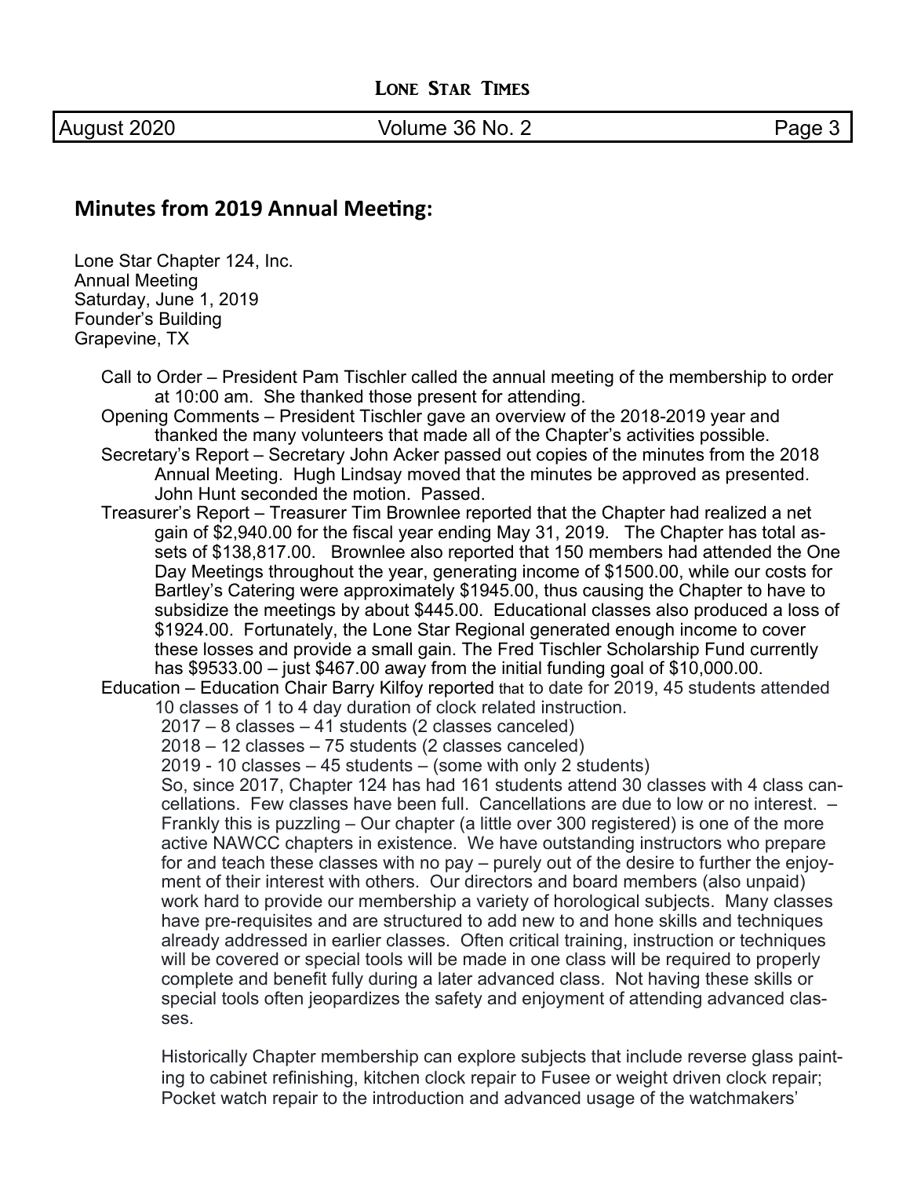## Minutes from 2019 Annual Meeting:

Lone Star Chapter 124, Inc.
Annual Meeting
Saturday, June 1, 2019
Founder's Building
Grapevine, TX

Call to Order – President Pam Tischler called the annual meeting of the membership to order at 10:00 am. She thanked those present for attending.

Opening Comments – President Tischler gave an overview of the 2018-2019 year and thanked the many volunteers that made all of the Chapter's activities possible.

Secretary's Report – Secretary John Acker passed out copies of the minutes from the 2018 Annual Meeting. Hugh Lindsay moved that the minutes be approved as presented. John Hunt seconded the motion. Passed.

Treasurer's Report – Treasurer Tim Brownlee reported that the Chapter had realized a net gain of $2,940.00 for the fiscal year ending May 31, 2019. The Chapter has total assets of $138,817.00. Brownlee also reported that 150 members had attended the One Day Meetings throughout the year, generating income of $1500.00, while our costs for Bartley's Catering were approximately $1945.00, thus causing the Chapter to have to subsidize the meetings by about $445.00. Educational classes also produced a loss of $1924.00. Fortunately, the Lone Star Regional generated enough income to cover these losses and provide a small gain. The Fred Tischler Scholarship Fund currently has $9533.00 – just $467.00 away from the initial funding goal of $10,000.00.

Education – Education Chair Barry Kilfoy reported that to date for 2019, 45 students attended 10 classes of 1 to 4 day duration of clock related instruction.

2017 – 8 classes – 41 students (2 classes canceled)
2018 – 12 classes – 75 students (2 classes canceled)
2019 - 10 classes – 45 students – (some with only 2 students)

So, since 2017, Chapter 124 has had 161 students attend 30 classes with 4 class cancellations. Few classes have been full. Cancellations are due to low or no interest. – Frankly this is puzzling – Our chapter (a little over 300 registered) is one of the more active NAWCC chapters in existence. We have outstanding instructors who prepare for and teach these classes with no pay – purely out of the desire to further the enjoyment of their interest with others. Our directors and board members (also unpaid) work hard to provide our membership a variety of horological subjects. Many classes have pre-requisites and are structured to add new to and hone skills and techniques already addressed in earlier classes. Often critical training, instruction or techniques will be covered or special tools will be made in one class will be required to properly complete and benefit fully during a later advanced class. Not having these skills or special tools often jeopardizes the safety and enjoyment of attending advanced classes.

Historically Chapter membership can explore subjects that include reverse glass painting to cabinet refinishing, kitchen clock repair to Fusee or weight driven clock repair; Pocket watch repair to the introduction and advanced usage of the watchmakers'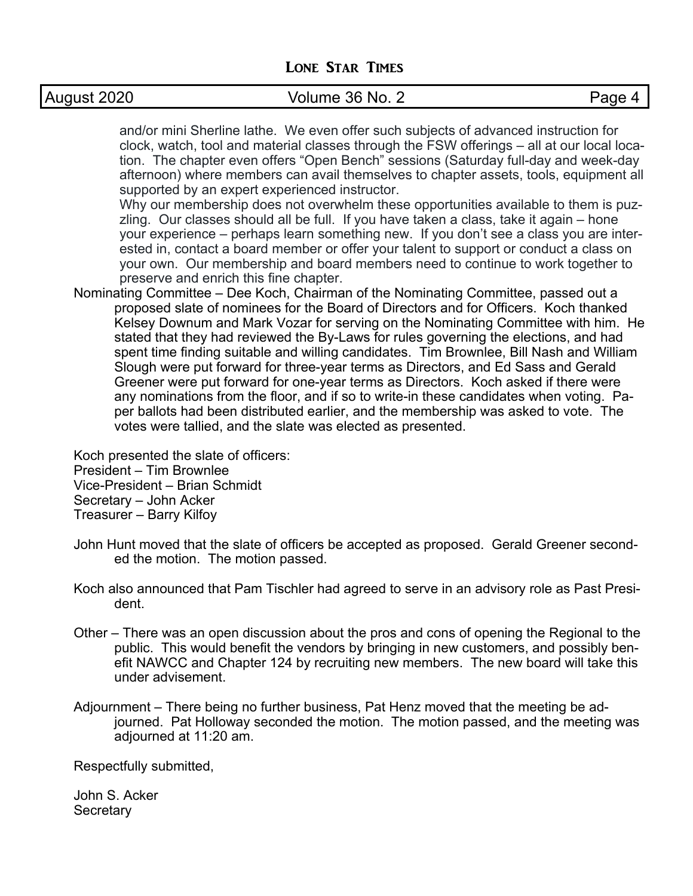and/or mini Sherline lathe. We even offer such subjects of advanced instruction for clock, watch, tool and material classes through the FSW offerings – all at our local location. The chapter even offers "Open Bench" sessions (Saturday full-day and week-day afternoon) where members can avail themselves to chapter assets, tools, equipment all supported by an expert experienced instructor.

Why our membership does not overwhelm these opportunities available to them is puzzling. Our classes should all be full. If you have taken a class, take it again – hone your experience – perhaps learn something new. If you don't see a class you are interested in, contact a board member or offer your talent to support or conduct a class on your own. Our membership and board members need to continue to work together to preserve and enrich this fine chapter.

Nominating Committee – Dee Koch, Chairman of the Nominating Committee, passed out a proposed slate of nominees for the Board of Directors and for Officers. Koch thanked Kelsey Downum and Mark Vozar for serving on the Nominating Committee with him. He stated that they had reviewed the By-Laws for rules governing the elections, and had spent time finding suitable and willing candidates. Tim Brownlee, Bill Nash and William Slough were put forward for three-year terms as Directors, and Ed Sass and Gerald Greener were put forward for one-year terms as Directors. Koch asked if there were any nominations from the floor, and if so to write-in these candidates when voting. Paper ballots had been distributed earlier, and the membership was asked to vote. The votes were tallied, and the slate was elected as presented.

Koch presented the slate of officers:
President – Tim Brownlee
Vice-President – Brian Schmidt
Secretary – John Acker
Treasurer – Barry Kilfoy

John Hunt moved that the slate of officers be accepted as proposed. Gerald Greener seconded the motion. The motion passed.

Koch also announced that Pam Tischler had agreed to serve in an advisory role as Past President.

Other – There was an open discussion about the pros and cons of opening the Regional to the public. This would benefit the vendors by bringing in new customers, and possibly benefit NAWCC and Chapter 124 by recruiting new members. The new board will take this under advisement.

Adjournment – There being no further business, Pat Henz moved that the meeting be adjourned. Pat Holloway seconded the motion. The motion passed, and the meeting was adjourned at 11:20 am.

Respectfully submitted,

John S. Acker
Secretary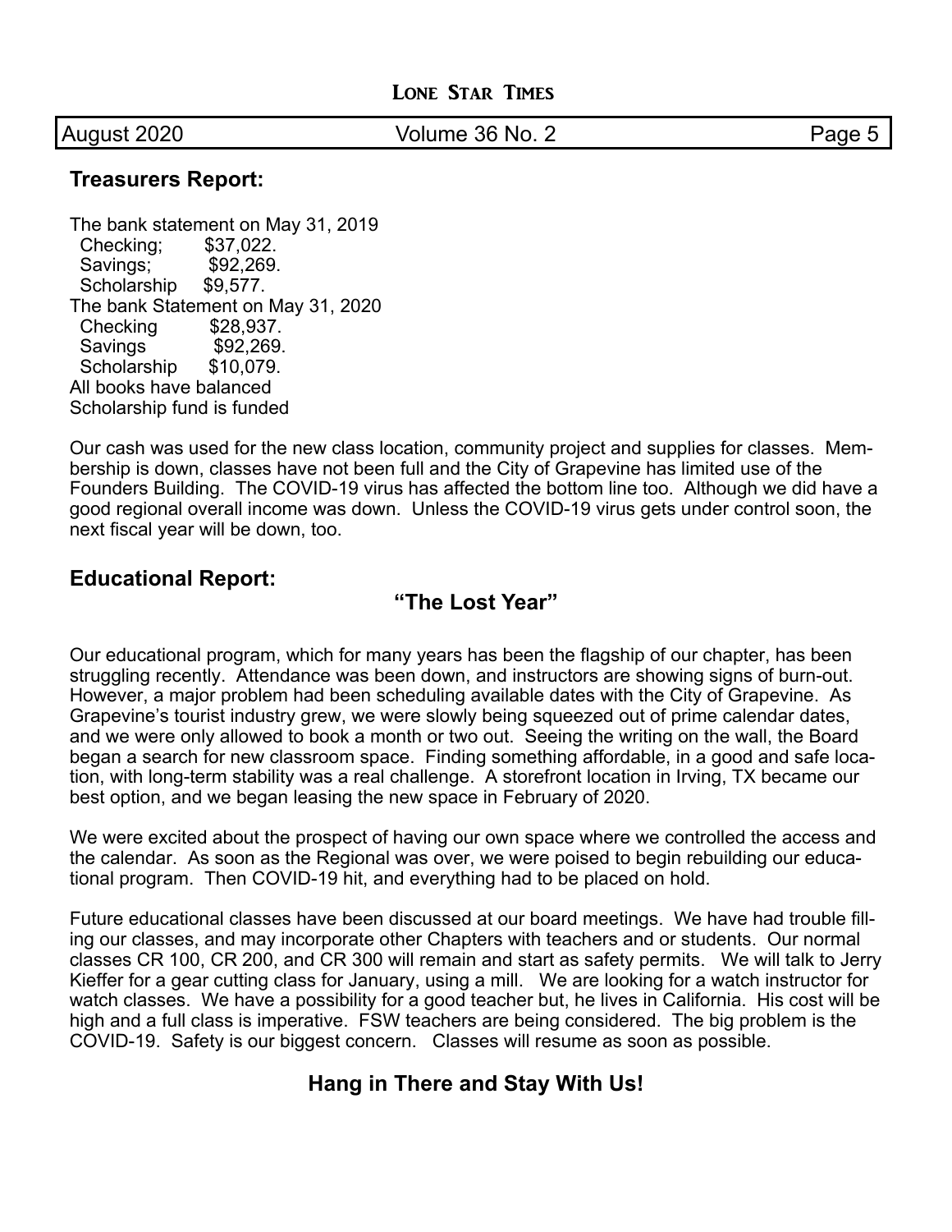## Treasurers Report:

The bank statement on May 31, 2019
  Checking;  $37,022.
  Savings;  $92,269.
  Scholarship  $9,577.
The bank Statement on May 31, 2020
  Checking  $28,937.
  Savings  $92,269.
  Scholarship  $10,079.
All books have balanced
Scholarship fund is funded

Our cash was used for the new class location, community project and supplies for classes. Membership is down, classes have not been full and the City of Grapevine has limited use of the Founders Building. The COVID-19 virus has affected the bottom line too. Although we did have a good regional overall income was down. Unless the COVID-19 virus gets under control soon, the next fiscal year will be down, too.

## Educational Report:

### "The Lost Year"

Our educational program, which for many years has been the flagship of our chapter, has been struggling recently. Attendance was been down, and instructors are showing signs of burn-out. However, a major problem had been scheduling available dates with the City of Grapevine. As Grapevine's tourist industry grew, we were slowly being squeezed out of prime calendar dates, and we were only allowed to book a month or two out. Seeing the writing on the wall, the Board began a search for new classroom space. Finding something affordable, in a good and safe location, with long-term stability was a real challenge. A storefront location in Irving, TX became our best option, and we began leasing the new space in February of 2020.

We were excited about the prospect of having our own space where we controlled the access and the calendar. As soon as the Regional was over, we were poised to begin rebuilding our educational program. Then COVID-19 hit, and everything had to be placed on hold.

Future educational classes have been discussed at our board meetings. We have had trouble filling our classes, and may incorporate other Chapters with teachers and or students. Our normal classes CR 100, CR 200, and CR 300 will remain and start as safety permits. We will talk to Jerry Kieffer for a gear cutting class for January, using a mill. We are looking for a watch instructor for watch classes. We have a possibility for a good teacher but, he lives in California. His cost will be high and a full class is imperative. FSW teachers are being considered. The big problem is the COVID-19. Safety is our biggest concern. Classes will resume as soon as possible.

### Hang in There and Stay With Us!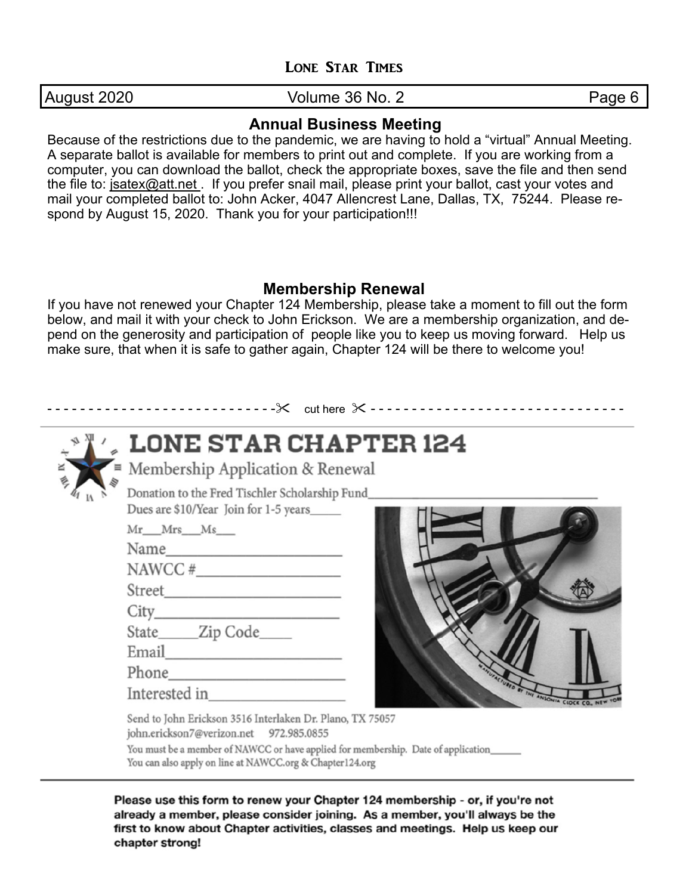## Annual Business Meeting

Because of the restrictions due to the pandemic, we are having to hold a "virtual" Annual Meeting. A separate ballot is available for members to print out and complete. If you are working from a computer, you can download the ballot, check the appropriate boxes, save the file and then send the file to: jsatex@att.net . If you prefer snail mail, please print your ballot, cast your votes and mail your completed ballot to: John Acker, 4047 Allencrest Lane, Dallas, TX, 75244. Please respond by August 15, 2020. Thank you for your participation!!!

## Membership Renewal

If you have not renewed your Chapter 124 Membership, please take a moment to fill out the form below, and mail it with your check to John Erickson. We are a membership organization, and depend on the generosity and participation of people like you to keep us moving forward. Help us make sure, that when it is safe to gather again, Chapter 124 will be there to welcome you!

- - - - - - - - - - - - - - - - - - - - - - - - - - - ✂ cut here ✂ - - - - - - - - - - - - - - - - - - - - - - - - - - - - - -

# LONE STAR CHAPTER 124

Membership Application & Renewal

Donation to the Fred Tischler Scholarship Fund_______________

Dues are $10/Year Join for 1-5 years_____

Mr___Mrs___Ms___

Name_______________

NAWCC #_______________

Street_______________

City_______________

State_____Zip Code____

Email_______________

Phone_______________

Interested in_______________

Send to John Erickson 3516 Interlaken Dr. Plano, TX 75057
john.erickson7@verizon.net 972.985.0855

You must be a member of NAWCC or have applied for membership. Date of application______
You can also apply on line at NAWCC.org & Chapter124.org

**Please use this form to renew your Chapter 124 membership - or, if you're not already a member, please consider joining. As a member, you'll always be the first to know about Chapter activities, classes and meetings. Help us keep our chapter strong!**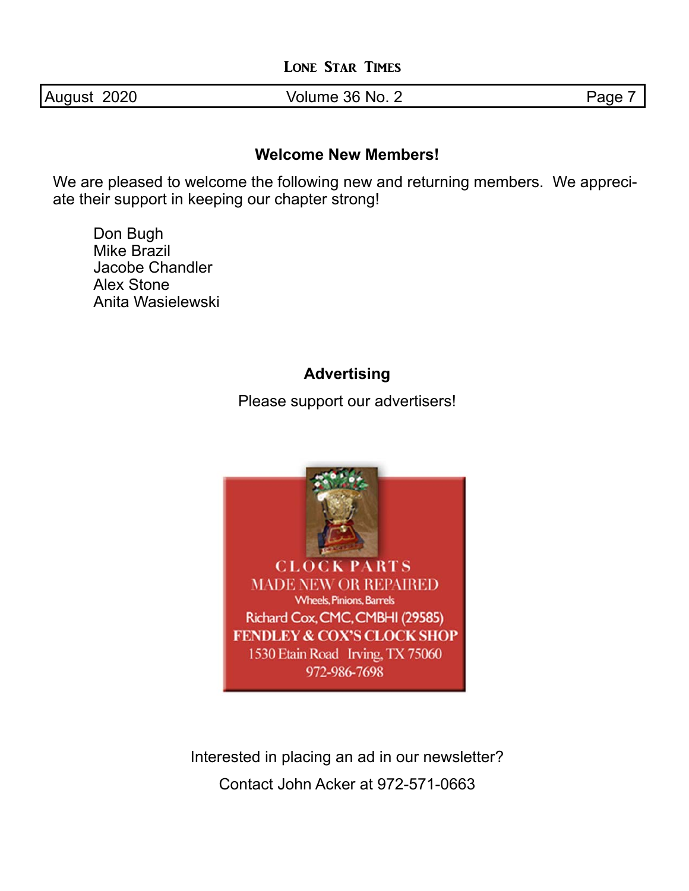## Welcome New Members!

We are pleased to welcome the following new and returning members. We appreciate their support in keeping our chapter strong!

Don Bugh
Mike Brazil
Jacobe Chandler
Alex Stone
Anita Wasielewski

## Advertising

Please support our advertisers!

CLOCK PARTS
MADE NEW OR REPAIRED
Wheels, Pinions, Barrels
Richard Cox, CMC, CMBHI (29585)
FENDLEY & COX'S CLOCK SHOP
1530 Etain Road Irving, TX 75060
972-986-7698

Interested in placing an ad in our newsletter?

Contact John Acker at 972-571-0663